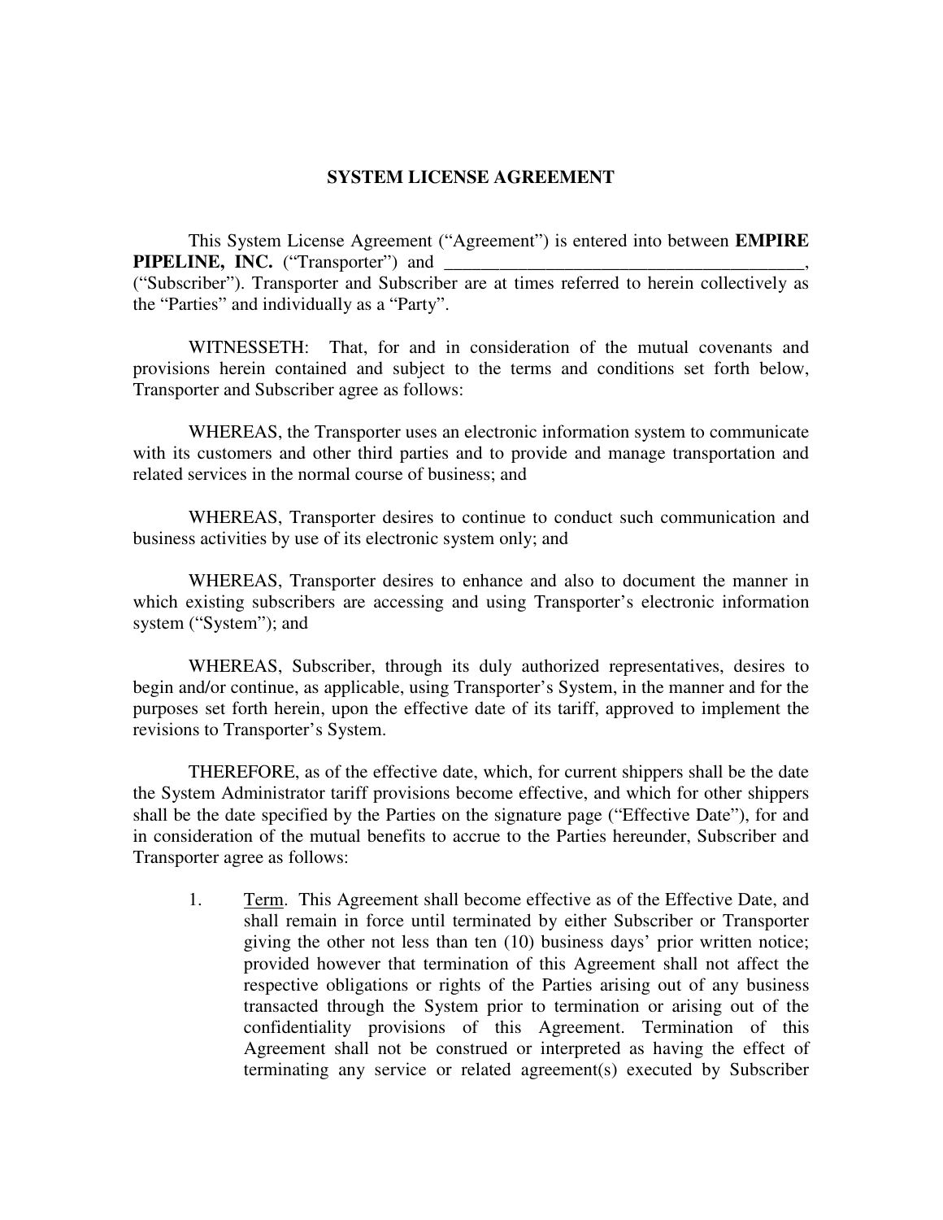# SYSTEM LICENSE AGREEMENT

This System License Agreement ("Agreement") is entered into between **EMPIRE PIPELINE, INC.** ("Transporter") and ________________________________________, ("Subscriber"). Transporter and Subscriber are at times referred to herein collectively as the "Parties" and individually as a "Party".

WITNESSETH: That, for and in consideration of the mutual covenants and provisions herein contained and subject to the terms and conditions set forth below, Transporter and Subscriber agree as follows:

WHEREAS, the Transporter uses an electronic information system to communicate with its customers and other third parties and to provide and manage transportation and related services in the normal course of business; and

WHEREAS, Transporter desires to continue to conduct such communication and business activities by use of its electronic system only; and

WHEREAS, Transporter desires to enhance and also to document the manner in which existing subscribers are accessing and using Transporter's electronic information system ("System"); and

WHEREAS, Subscriber, through its duly authorized representatives, desires to begin and/or continue, as applicable, using Transporter's System, in the manner and for the purposes set forth herein, upon the effective date of its tariff, approved to implement the revisions to Transporter's System.

THEREFORE, as of the effective date, which, for current shippers shall be the date the System Administrator tariff provisions become effective, and which for other shippers shall be the date specified by the Parties on the signature page ("Effective Date"), for and in consideration of the mutual benefits to accrue to the Parties hereunder, Subscriber and Transporter agree as follows:

1. Term. This Agreement shall become effective as of the Effective Date, and shall remain in force until terminated by either Subscriber or Transporter giving the other not less than ten (10) business days' prior written notice; provided however that termination of this Agreement shall not affect the respective obligations or rights of the Parties arising out of any business transacted through the System prior to termination or arising out of the confidentiality provisions of this Agreement. Termination of this Agreement shall not be construed or interpreted as having the effect of terminating any service or related agreement(s) executed by Subscriber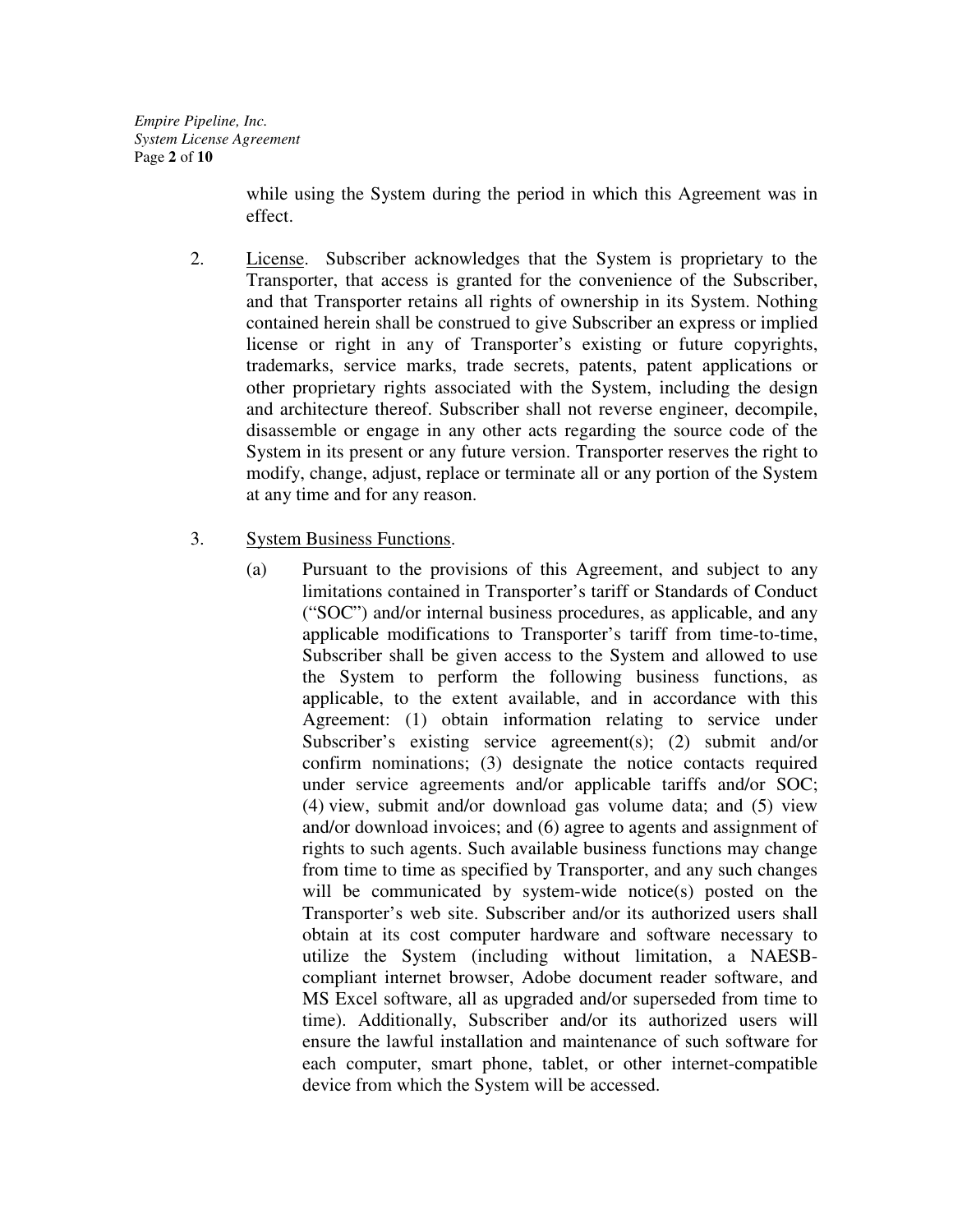while using the System during the period in which this Agreement was in effect.

2. License. Subscriber acknowledges that the System is proprietary to the Transporter, that access is granted for the convenience of the Subscriber, and that Transporter retains all rights of ownership in its System. Nothing contained herein shall be construed to give Subscriber an express or implied license or right in any of Transporter's existing or future copyrights, trademarks, service marks, trade secrets, patents, patent applications or other proprietary rights associated with the System, including the design and architecture thereof. Subscriber shall not reverse engineer, decompile, disassemble or engage in any other acts regarding the source code of the System in its present or any future version. Transporter reserves the right to modify, change, adjust, replace or terminate all or any portion of the System at any time and for any reason.

3. System Business Functions.

   (a) Pursuant to the provisions of this Agreement, and subject to any limitations contained in Transporter's tariff or Standards of Conduct ("SOC") and/or internal business procedures, as applicable, and any applicable modifications to Transporter's tariff from time-to-time, Subscriber shall be given access to the System and allowed to use the System to perform the following business functions, as applicable, to the extent available, and in accordance with this Agreement: (1) obtain information relating to service under Subscriber's existing service agreement(s); (2) submit and/or confirm nominations; (3) designate the notice contacts required under service agreements and/or applicable tariffs and/or SOC; (4) view, submit and/or download gas volume data; and (5) view and/or download invoices; and (6) agree to agents and assignment of rights to such agents. Such available business functions may change from time to time as specified by Transporter, and any such changes will be communicated by system-wide notice(s) posted on the Transporter's web site. Subscriber and/or its authorized users shall obtain at its cost computer hardware and software necessary to utilize the System (including without limitation, a NAESB-compliant internet browser, Adobe document reader software, and MS Excel software, all as upgraded and/or superseded from time to time). Additionally, Subscriber and/or its authorized users will ensure the lawful installation and maintenance of such software for each computer, smart phone, tablet, or other internet-compatible device from which the System will be accessed.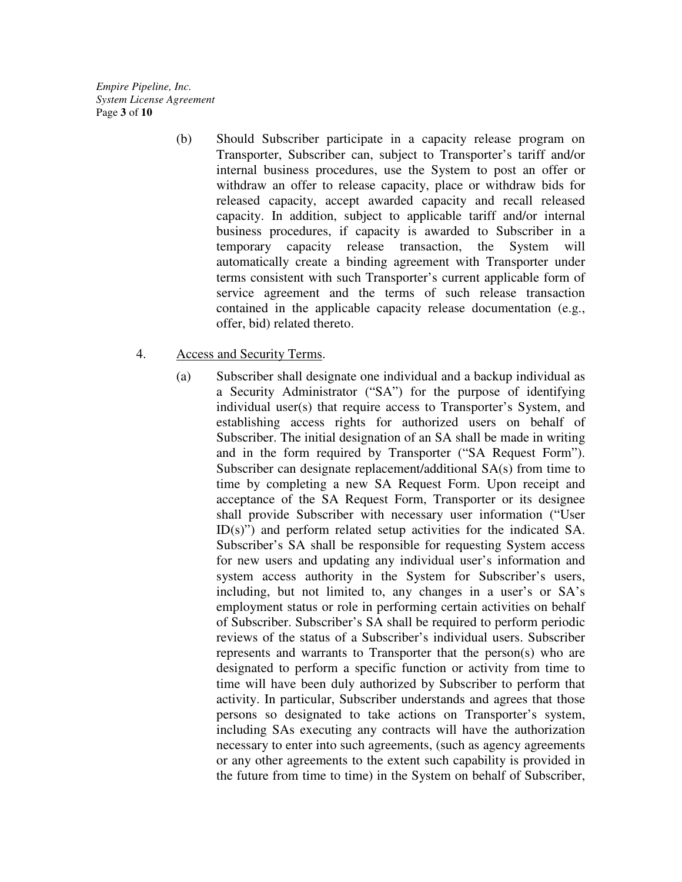(b) Should Subscriber participate in a capacity release program on Transporter, Subscriber can, subject to Transporter's tariff and/or internal business procedures, use the System to post an offer or withdraw an offer to release capacity, place or withdraw bids for released capacity, accept awarded capacity and recall released capacity. In addition, subject to applicable tariff and/or internal business procedures, if capacity is awarded to Subscriber in a temporary capacity release transaction, the System will automatically create a binding agreement with Transporter under terms consistent with such Transporter's current applicable form of service agreement and the terms of such release transaction contained in the applicable capacity release documentation (e.g., offer, bid) related thereto.

4. <u>Access and Security Terms</u>.

(a) Subscriber shall designate one individual and a backup individual as a Security Administrator ("SA") for the purpose of identifying individual user(s) that require access to Transporter's System, and establishing access rights for authorized users on behalf of Subscriber. The initial designation of an SA shall be made in writing and in the form required by Transporter ("SA Request Form"). Subscriber can designate replacement/additional SA(s) from time to time by completing a new SA Request Form. Upon receipt and acceptance of the SA Request Form, Transporter or its designee shall provide Subscriber with necessary user information ("User ID(s)") and perform related setup activities for the indicated SA. Subscriber's SA shall be responsible for requesting System access for new users and updating any individual user's information and system access authority in the System for Subscriber's users, including, but not limited to, any changes in a user's or SA's employment status or role in performing certain activities on behalf of Subscriber. Subscriber's SA shall be required to perform periodic reviews of the status of a Subscriber's individual users. Subscriber represents and warrants to Transporter that the person(s) who are designated to perform a specific function or activity from time to time will have been duly authorized by Subscriber to perform that activity. In particular, Subscriber understands and agrees that those persons so designated to take actions on Transporter's system, including SAs executing any contracts will have the authorization necessary to enter into such agreements, (such as agency agreements or any other agreements to the extent such capability is provided in the future from time to time) in the System on behalf of Subscriber,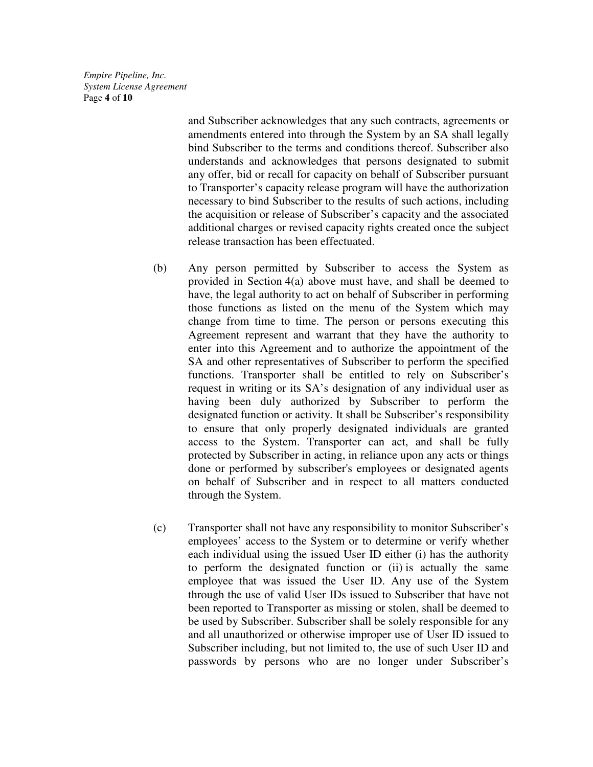and Subscriber acknowledges that any such contracts, agreements or amendments entered into through the System by an SA shall legally bind Subscriber to the terms and conditions thereof. Subscriber also understands and acknowledges that persons designated to submit any offer, bid or recall for capacity on behalf of Subscriber pursuant to Transporter's capacity release program will have the authorization necessary to bind Subscriber to the results of such actions, including the acquisition or release of Subscriber's capacity and the associated additional charges or revised capacity rights created once the subject release transaction has been effectuated.

(b) Any person permitted by Subscriber to access the System as provided in Section 4(a) above must have, and shall be deemed to have, the legal authority to act on behalf of Subscriber in performing those functions as listed on the menu of the System which may change from time to time. The person or persons executing this Agreement represent and warrant that they have the authority to enter into this Agreement and to authorize the appointment of the SA and other representatives of Subscriber to perform the specified functions. Transporter shall be entitled to rely on Subscriber's request in writing or its SA's designation of any individual user as having been duly authorized by Subscriber to perform the designated function or activity. It shall be Subscriber's responsibility to ensure that only properly designated individuals are granted access to the System. Transporter can act, and shall be fully protected by Subscriber in acting, in reliance upon any acts or things done or performed by subscriber's employees or designated agents on behalf of Subscriber and in respect to all matters conducted through the System.

(c) Transporter shall not have any responsibility to monitor Subscriber's employees' access to the System or to determine or verify whether each individual using the issued User ID either (i) has the authority to perform the designated function or (ii) is actually the same employee that was issued the User ID. Any use of the System through the use of valid User IDs issued to Subscriber that have not been reported to Transporter as missing or stolen, shall be deemed to be used by Subscriber. Subscriber shall be solely responsible for any and all unauthorized or otherwise improper use of User ID issued to Subscriber including, but not limited to, the use of such User ID and passwords by persons who are no longer under Subscriber's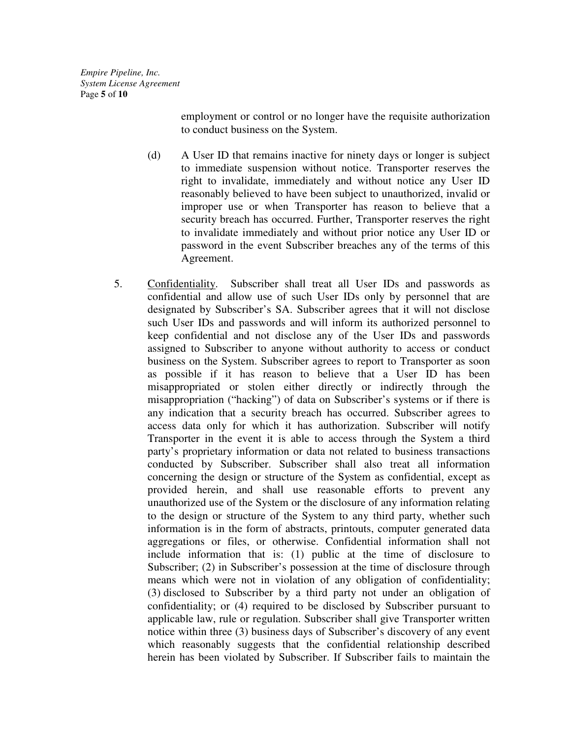employment or control or no longer have the requisite authorization to conduct business on the System.

(d) A User ID that remains inactive for ninety days or longer is subject to immediate suspension without notice. Transporter reserves the right to invalidate, immediately and without notice any User ID reasonably believed to have been subject to unauthorized, invalid or improper use or when Transporter has reason to believe that a security breach has occurred. Further, Transporter reserves the right to invalidate immediately and without prior notice any User ID or password in the event Subscriber breaches any of the terms of this Agreement.

5. <u>Confidentiality</u>. Subscriber shall treat all User IDs and passwords as confidential and allow use of such User IDs only by personnel that are designated by Subscriber's SA. Subscriber agrees that it will not disclose such User IDs and passwords and will inform its authorized personnel to keep confidential and not disclose any of the User IDs and passwords assigned to Subscriber to anyone without authority to access or conduct business on the System. Subscriber agrees to report to Transporter as soon as possible if it has reason to believe that a User ID has been misappropriated or stolen either directly or indirectly through the misappropriation ("hacking") of data on Subscriber's systems or if there is any indication that a security breach has occurred. Subscriber agrees to access data only for which it has authorization. Subscriber will notify Transporter in the event it is able to access through the System a third party's proprietary information or data not related to business transactions conducted by Subscriber. Subscriber shall also treat all information concerning the design or structure of the System as confidential, except as provided herein, and shall use reasonable efforts to prevent any unauthorized use of the System or the disclosure of any information relating to the design or structure of the System to any third party, whether such information is in the form of abstracts, printouts, computer generated data aggregations or files, or otherwise. Confidential information shall not include information that is: (1) public at the time of disclosure to Subscriber; (2) in Subscriber's possession at the time of disclosure through means which were not in violation of any obligation of confidentiality; (3) disclosed to Subscriber by a third party not under an obligation of confidentiality; or (4) required to be disclosed by Subscriber pursuant to applicable law, rule or regulation. Subscriber shall give Transporter written notice within three (3) business days of Subscriber's discovery of any event which reasonably suggests that the confidential relationship described herein has been violated by Subscriber. If Subscriber fails to maintain the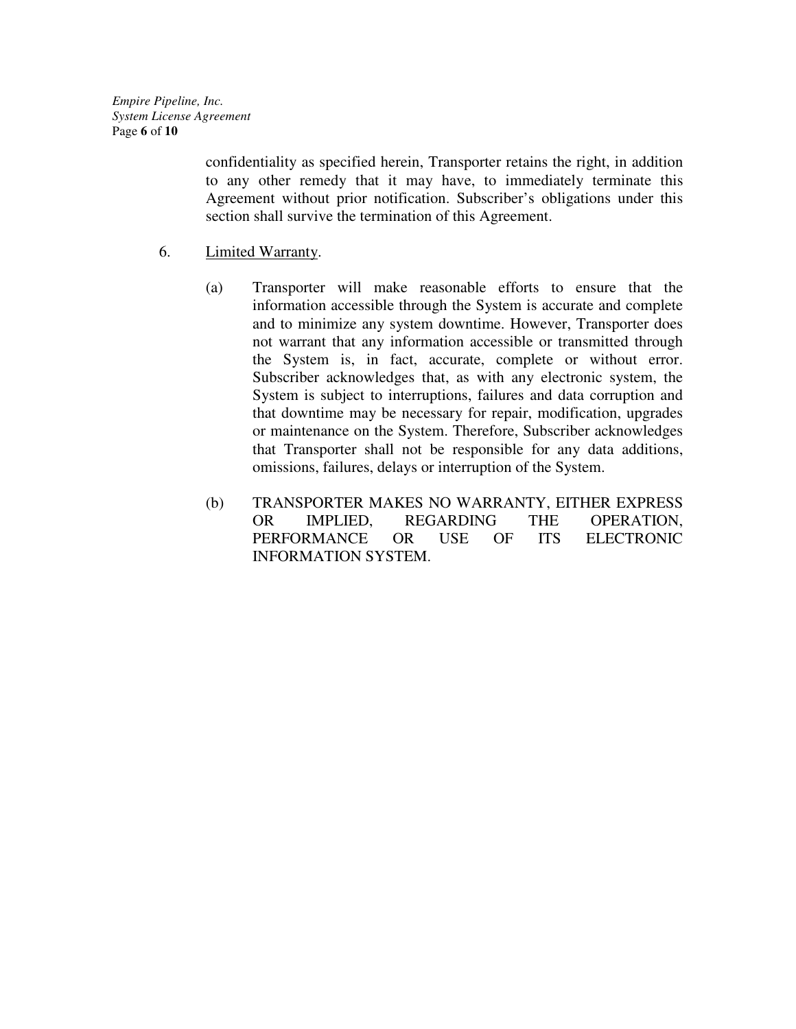confidentiality as specified herein, Transporter retains the right, in addition to any other remedy that it may have, to immediately terminate this Agreement without prior notification. Subscriber's obligations under this section shall survive the termination of this Agreement.

6. Limited Warranty.

   (a) Transporter will make reasonable efforts to ensure that the information accessible through the System is accurate and complete and to minimize any system downtime. However, Transporter does not warrant that any information accessible or transmitted through the System is, in fact, accurate, complete or without error. Subscriber acknowledges that, as with any electronic system, the System is subject to interruptions, failures and data corruption and that downtime may be necessary for repair, modification, upgrades or maintenance on the System. Therefore, Subscriber acknowledges that Transporter shall not be responsible for any data additions, omissions, failures, delays or interruption of the System.

   (b) TRANSPORTER MAKES NO WARRANTY, EITHER EXPRESS OR IMPLIED, REGARDING THE OPERATION, PERFORMANCE OR USE OF ITS ELECTRONIC INFORMATION SYSTEM.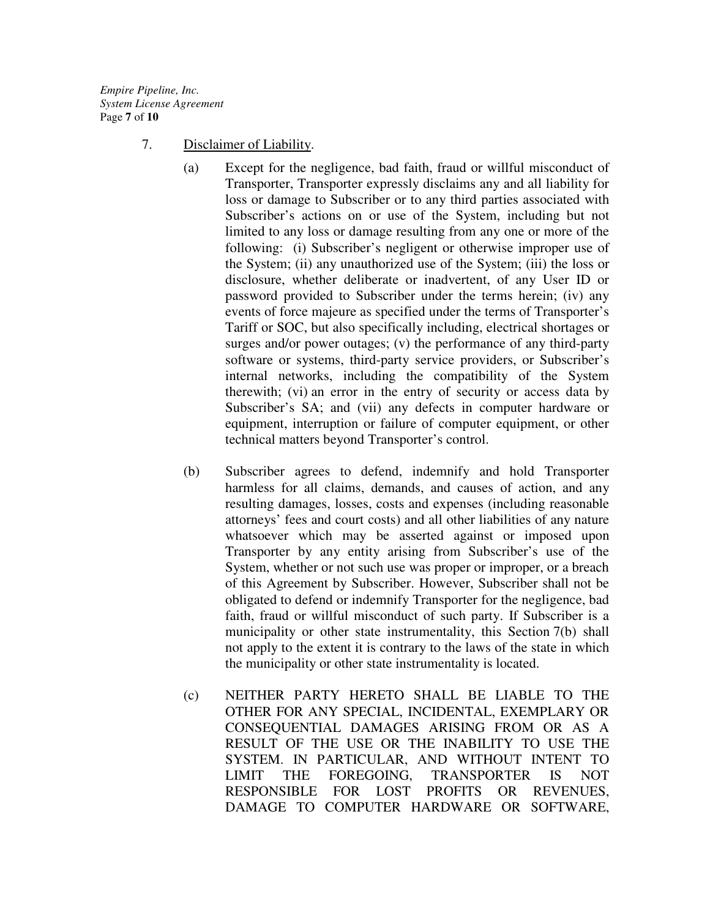7. Disclaimer of Liability.

   (a) Except for the negligence, bad faith, fraud or willful misconduct of Transporter, Transporter expressly disclaims any and all liability for loss or damage to Subscriber or to any third parties associated with Subscriber's actions on or use of the System, including but not limited to any loss or damage resulting from any one or more of the following: (i) Subscriber's negligent or otherwise improper use of the System; (ii) any unauthorized use of the System; (iii) the loss or disclosure, whether deliberate or inadvertent, of any User ID or password provided to Subscriber under the terms herein; (iv) any events of force majeure as specified under the terms of Transporter's Tariff or SOC, but also specifically including, electrical shortages or surges and/or power outages; (v) the performance of any third-party software or systems, third-party service providers, or Subscriber's internal networks, including the compatibility of the System therewith; (vi) an error in the entry of security or access data by Subscriber's SA; and (vii) any defects in computer hardware or equipment, interruption or failure of computer equipment, or other technical matters beyond Transporter's control.

   (b) Subscriber agrees to defend, indemnify and hold Transporter harmless for all claims, demands, and causes of action, and any resulting damages, losses, costs and expenses (including reasonable attorneys' fees and court costs) and all other liabilities of any nature whatsoever which may be asserted against or imposed upon Transporter by any entity arising from Subscriber's use of the System, whether or not such use was proper or improper, or a breach of this Agreement by Subscriber. However, Subscriber shall not be obligated to defend or indemnify Transporter for the negligence, bad faith, fraud or willful misconduct of such party. If Subscriber is a municipality or other state instrumentality, this Section 7(b) shall not apply to the extent it is contrary to the laws of the state in which the municipality or other state instrumentality is located.

   (c) NEITHER PARTY HERETO SHALL BE LIABLE TO THE OTHER FOR ANY SPECIAL, INCIDENTAL, EXEMPLARY OR CONSEQUENTIAL DAMAGES ARISING FROM OR AS A RESULT OF THE USE OR THE INABILITY TO USE THE SYSTEM. IN PARTICULAR, AND WITHOUT INTENT TO LIMIT THE FOREGOING, TRANSPORTER IS NOT RESPONSIBLE FOR LOST PROFITS OR REVENUES, DAMAGE TO COMPUTER HARDWARE OR SOFTWARE,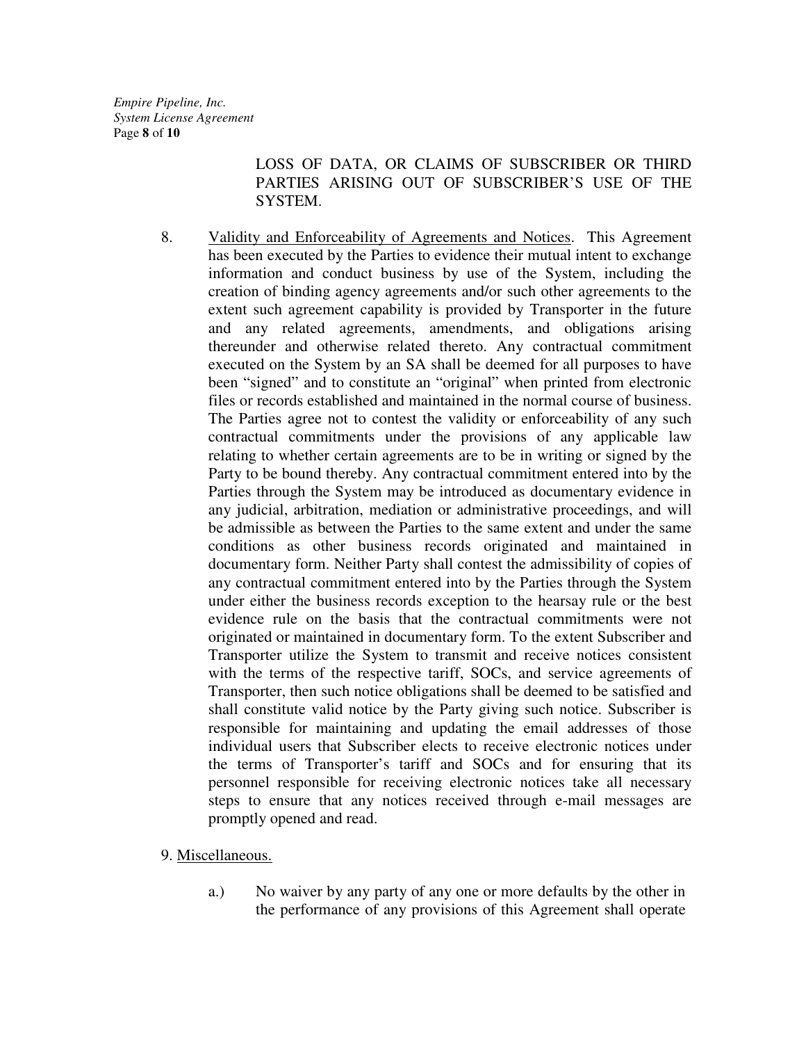LOSS OF DATA, OR CLAIMS OF SUBSCRIBER OR THIRD PARTIES ARISING OUT OF SUBSCRIBER'S USE OF THE SYSTEM.

8. <u>Validity and Enforceability of Agreements and Notices</u>. This Agreement has been executed by the Parties to evidence their mutual intent to exchange information and conduct business by use of the System, including the creation of binding agency agreements and/or such other agreements to the extent such agreement capability is provided by Transporter in the future and any related agreements, amendments, and obligations arising thereunder and otherwise related thereto. Any contractual commitment executed on the System by an SA shall be deemed for all purposes to have been "signed" and to constitute an "original" when printed from electronic files or records established and maintained in the normal course of business. The Parties agree not to contest the validity or enforceability of any such contractual commitments under the provisions of any applicable law relating to whether certain agreements are to be in writing or signed by the Party to be bound thereby. Any contractual commitment entered into by the Parties through the System may be introduced as documentary evidence in any judicial, arbitration, mediation or administrative proceedings, and will be admissible as between the Parties to the same extent and under the same conditions as other business records originated and maintained in documentary form. Neither Party shall contest the admissibility of copies of any contractual commitment entered into by the Parties through the System under either the business records exception to the hearsay rule or the best evidence rule on the basis that the contractual commitments were not originated or maintained in documentary form. To the extent Subscriber and Transporter utilize the System to transmit and receive notices consistent with the terms of the respective tariff, SOCs, and service agreements of Transporter, then such notice obligations shall be deemed to be satisfied and shall constitute valid notice by the Party giving such notice. Subscriber is responsible for maintaining and updating the email addresses of those individual users that Subscriber elects to receive electronic notices under the terms of Transporter's tariff and SOCs and for ensuring that its personnel responsible for receiving electronic notices take all necessary steps to ensure that any notices received through e-mail messages are promptly opened and read.

9. <u>Miscellaneous.</u>

a.) No waiver by any party of any one or more defaults by the other in the performance of any provisions of this Agreement shall operate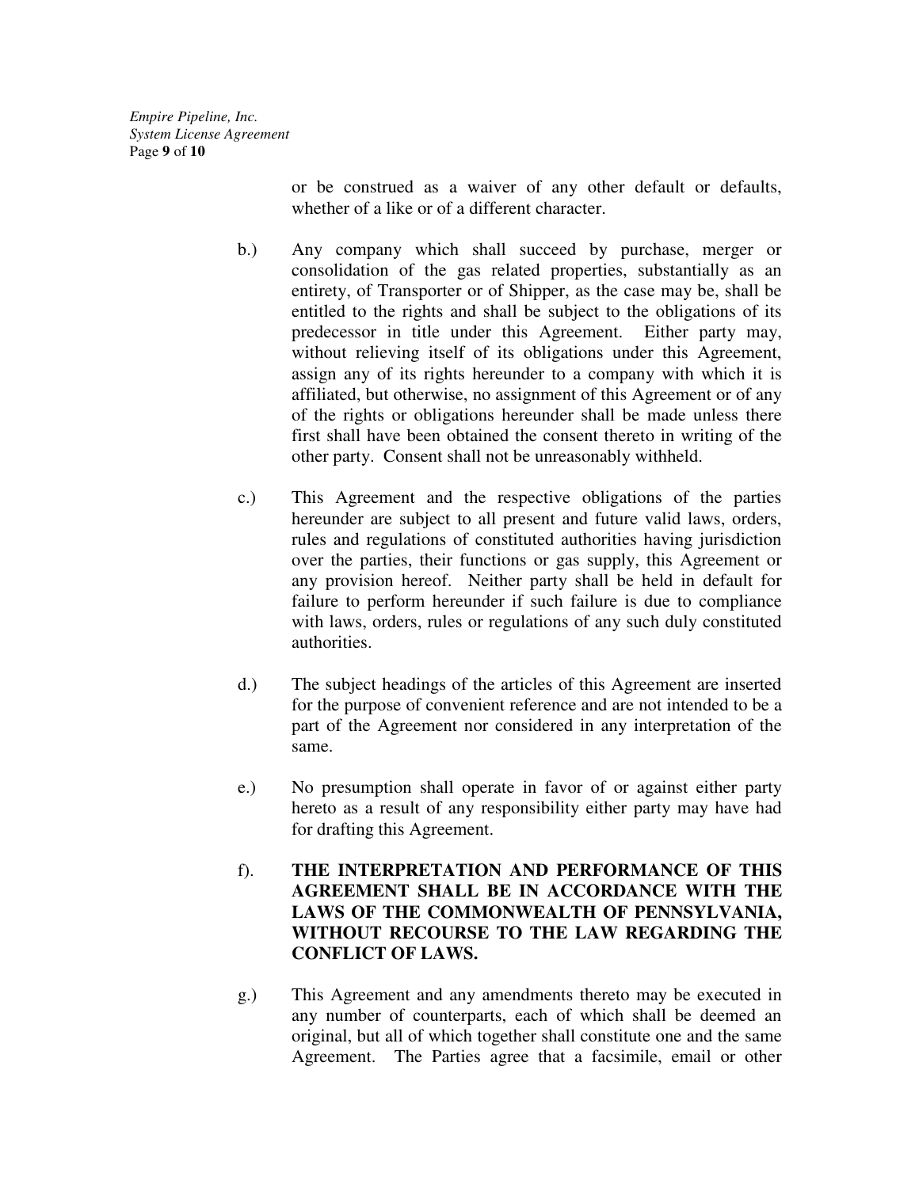or be construed as a waiver of any other default or defaults, whether of a like or of a different character.

b.) Any company which shall succeed by purchase, merger or consolidation of the gas related properties, substantially as an entirety, of Transporter or of Shipper, as the case may be, shall be entitled to the rights and shall be subject to the obligations of its predecessor in title under this Agreement. Either party may, without relieving itself of its obligations under this Agreement, assign any of its rights hereunder to a company with which it is affiliated, but otherwise, no assignment of this Agreement or of any of the rights or obligations hereunder shall be made unless there first shall have been obtained the consent thereto in writing of the other party. Consent shall not be unreasonably withheld.

c.) This Agreement and the respective obligations of the parties hereunder are subject to all present and future valid laws, orders, rules and regulations of constituted authorities having jurisdiction over the parties, their functions or gas supply, this Agreement or any provision hereof. Neither party shall be held in default for failure to perform hereunder if such failure is due to compliance with laws, orders, rules or regulations of any such duly constituted authorities.

d.) The subject headings of the articles of this Agreement are inserted for the purpose of convenient reference and are not intended to be a part of the Agreement nor considered in any interpretation of the same.

e.) No presumption shall operate in favor of or against either party hereto as a result of any responsibility either party may have had for drafting this Agreement.

f). **THE INTERPRETATION AND PERFORMANCE OF THIS AGREEMENT SHALL BE IN ACCORDANCE WITH THE LAWS OF THE COMMONWEALTH OF PENNSYLVANIA, WITHOUT RECOURSE TO THE LAW REGARDING THE CONFLICT OF LAWS.**

g.) This Agreement and any amendments thereto may be executed in any number of counterparts, each of which shall be deemed an original, but all of which together shall constitute one and the same Agreement. The Parties agree that a facsimile, email or other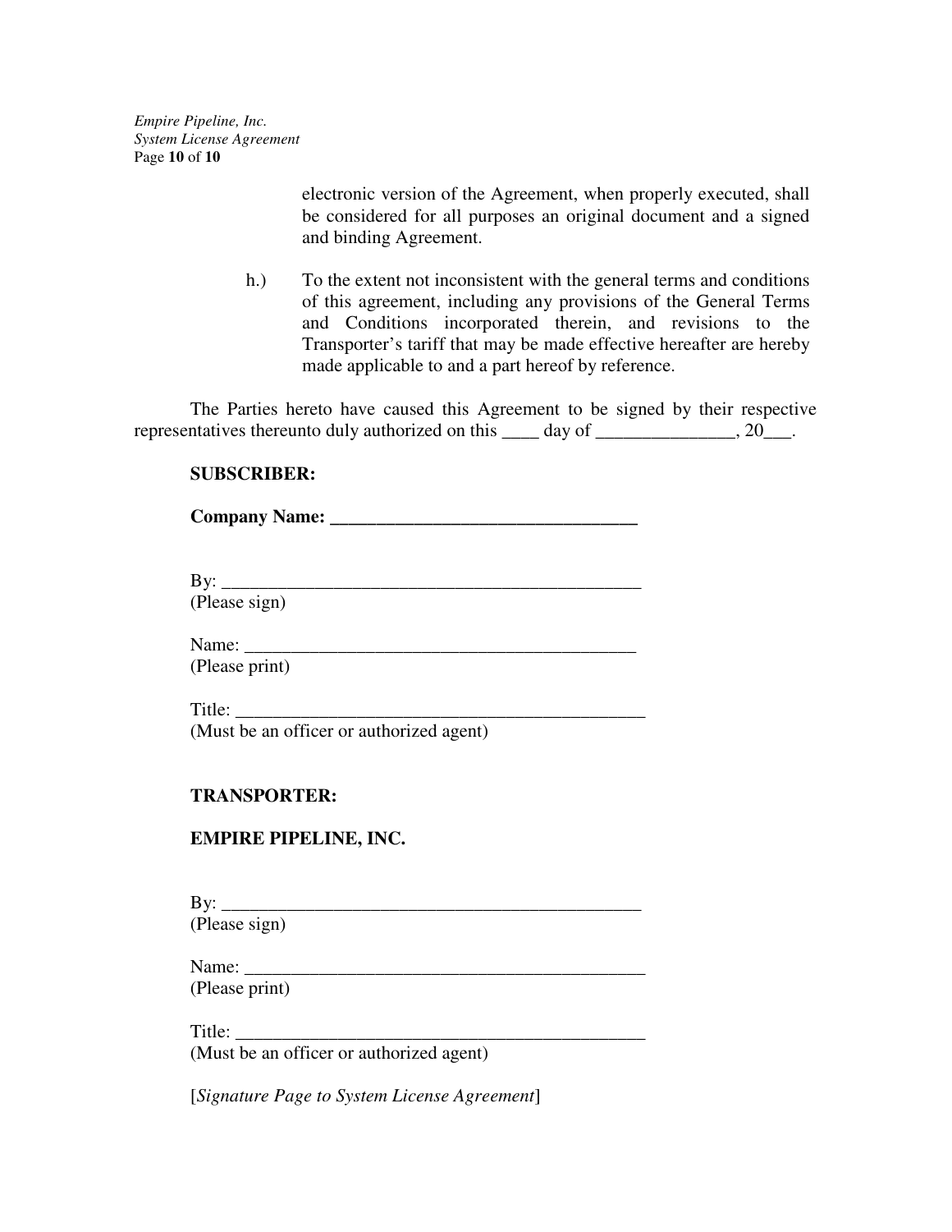electronic version of the Agreement, when properly executed, shall be considered for all purposes an original document and a signed and binding Agreement.

h.) To the extent not inconsistent with the general terms and conditions of this agreement, including any provisions of the General Terms and Conditions incorporated therein, and revisions to the Transporter's tariff that may be made effective hereafter are hereby made applicable to and a part hereof by reference.

The Parties hereto have caused this Agreement to be signed by their respective representatives thereunto duly authorized on this ____ day of _______________, 20___.

**SUBSCRIBER:**

**Company Name: _________________________________**

By: ______________________________________________
(Please sign)

Name: ___________________________________________
(Please print)

Title: _____________________________________________
(Must be an officer or authorized agent)

**TRANSPORTER:**

**EMPIRE PIPELINE, INC.**

By: ______________________________________________
(Please sign)

Name: ____________________________________________
(Please print)

Title: _____________________________________________
(Must be an officer or authorized agent)

[*Signature Page to System License Agreement*]